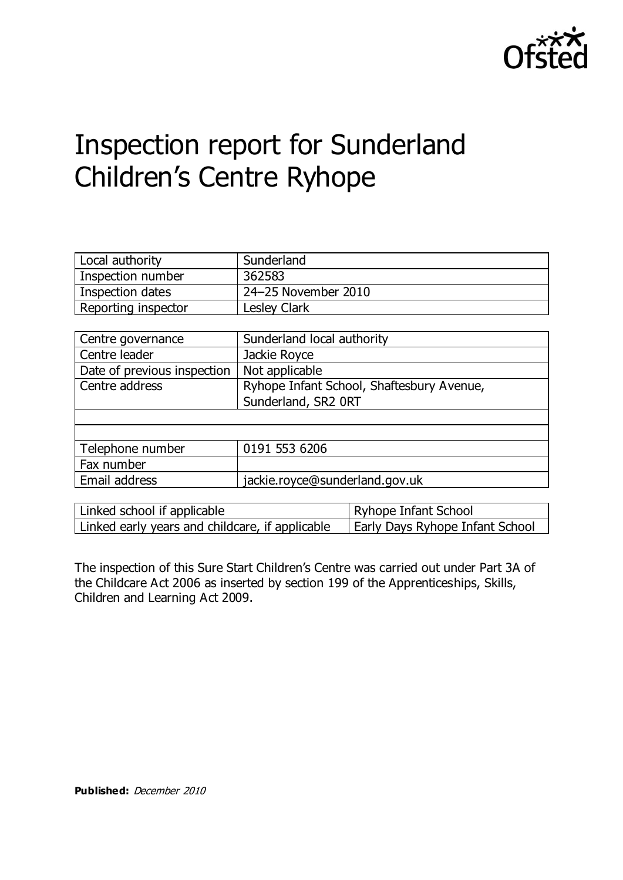Ofsted

# Inspection report for Sunderland Children's Centre Ryhope

| | |
|---|---|
| Local authority | Sunderland |
| Inspection number | 362583 |
| Inspection dates | 24–25 November 2010 |
| Reporting inspector | Lesley Clark |

| | |
|---|---|
| Centre governance | Sunderland local authority |
| Centre leader | Jackie Royce |
| Date of previous inspection | Not applicable |
| Centre address | Ryhope Infant School, Shaftesbury Avenue, Sunderland, SR2 0RT |
| | |
| | |
| Telephone number | 0191 553 6206 |
| Fax number | |
| Email address | jackie.royce@sunderland.gov.uk |

| | |
|---|---|
| Linked school if applicable | Ryhope Infant School |
| Linked early years and childcare, if applicable | Early Days Ryhope Infant School |

The inspection of this Sure Start Children's Centre was carried out under Part 3A of the Childcare Act 2006 as inserted by section 199 of the Apprenticeships, Skills, Children and Learning Act 2009.

**Published:** *December 2010*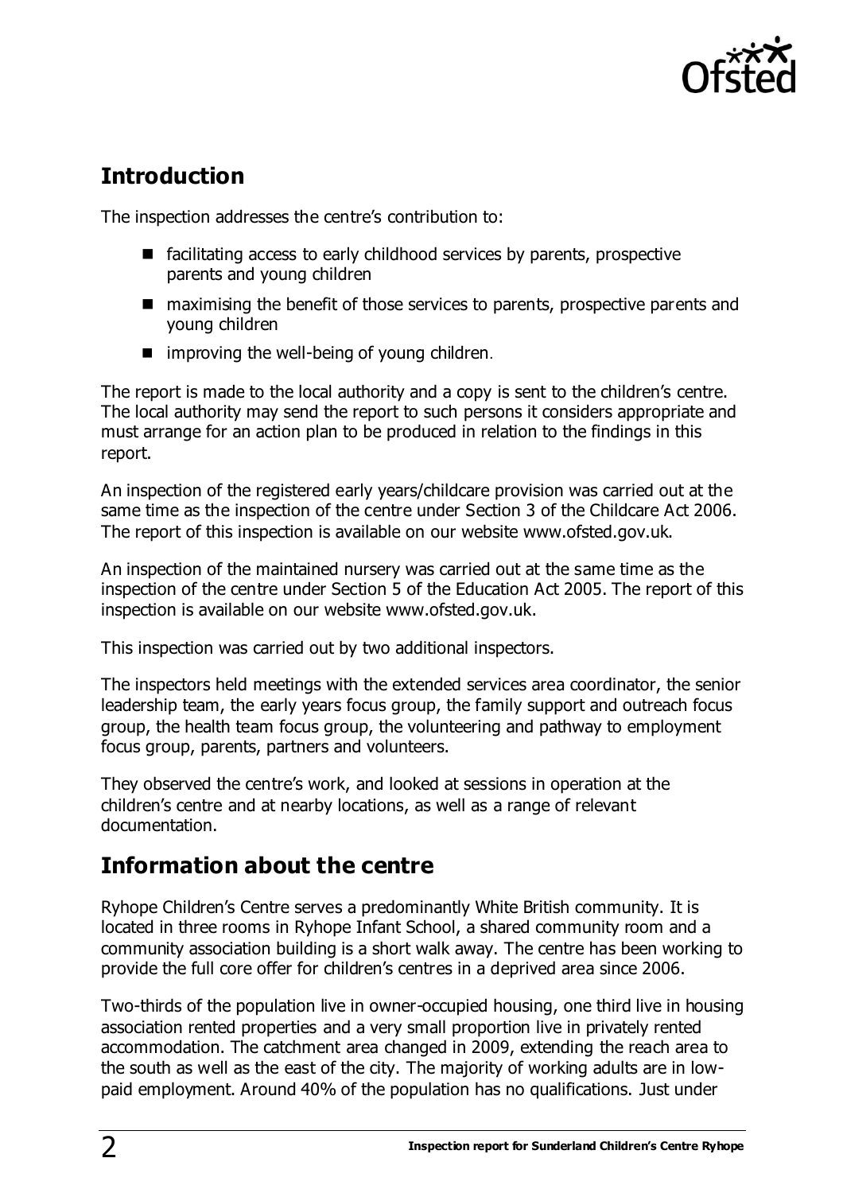## Introduction

The inspection addresses the centre's contribution to:

- facilitating access to early childhood services by parents, prospective parents and young children
- maximising the benefit of those services to parents, prospective parents and young children
- improving the well-being of young children.

The report is made to the local authority and a copy is sent to the children's centre. The local authority may send the report to such persons it considers appropriate and must arrange for an action plan to be produced in relation to the findings in this report.

An inspection of the registered early years/childcare provision was carried out at the same time as the inspection of the centre under Section 3 of the Childcare Act 2006. The report of this inspection is available on our website www.ofsted.gov.uk.

An inspection of the maintained nursery was carried out at the same time as the inspection of the centre under Section 5 of the Education Act 2005. The report of this inspection is available on our website www.ofsted.gov.uk.

This inspection was carried out by two additional inspectors.

The inspectors held meetings with the extended services area coordinator, the senior leadership team, the early years focus group, the family support and outreach focus group, the health team focus group, the volunteering and pathway to employment focus group, parents, partners and volunteers.

They observed the centre's work, and looked at sessions in operation at the children's centre and at nearby locations, as well as a range of relevant documentation.

## Information about the centre

Ryhope Children's Centre serves a predominantly White British community. It is located in three rooms in Ryhope Infant School, a shared community room and a community association building is a short walk away. The centre has been working to provide the full core offer for children's centres in a deprived area since 2006.

Two-thirds of the population live in owner-occupied housing, one third live in housing association rented properties and a very small proportion live in privately rented accommodation. The catchment area changed in 2009, extending the reach area to the south as well as the east of the city. The majority of working adults are in low-paid employment. Around 40% of the population has no qualifications. Just under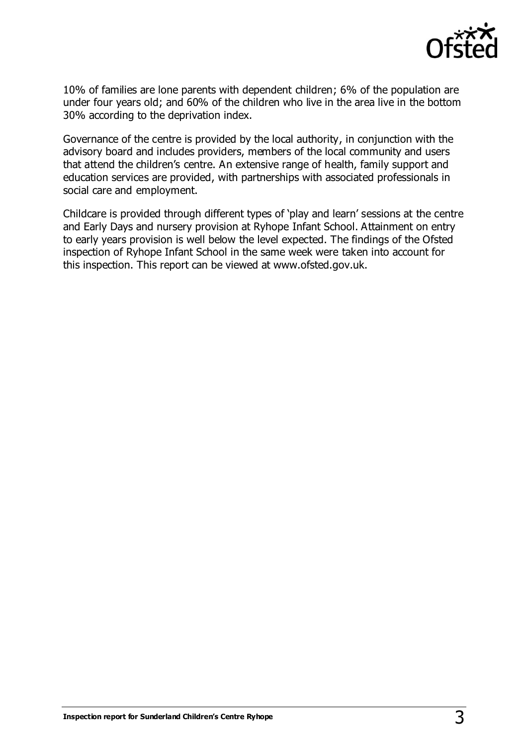10% of families are lone parents with dependent children; 6% of the population are under four years old; and 60% of the children who live in the area live in the bottom 30% according to the deprivation index.

Governance of the centre is provided by the local authority, in conjunction with the advisory board and includes providers, members of the local community and users that attend the children's centre. An extensive range of health, family support and education services are provided, with partnerships with associated professionals in social care and employment.

Childcare is provided through different types of 'play and learn' sessions at the centre and Early Days and nursery provision at Ryhope Infant School. Attainment on entry to early years provision is well below the level expected. The findings of the Ofsted inspection of Ryhope Infant School in the same week were taken into account for this inspection. This report can be viewed at www.ofsted.gov.uk.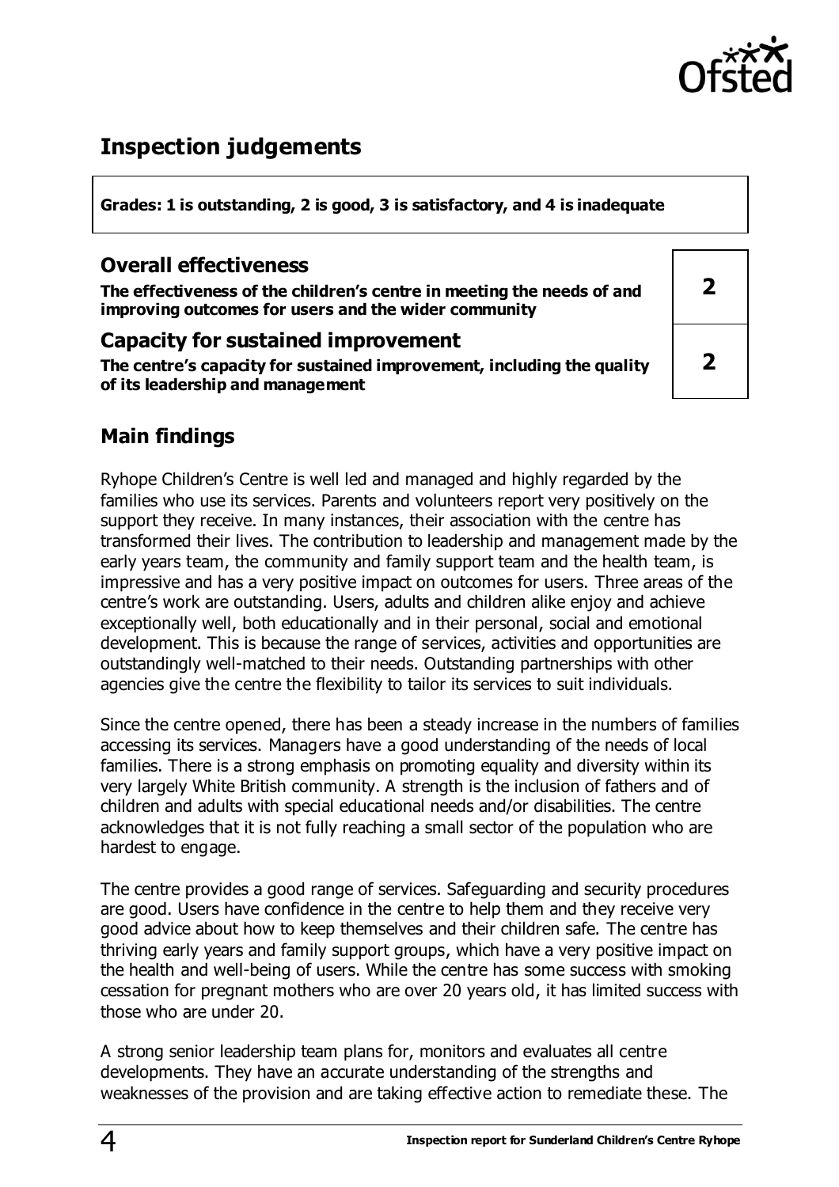## Inspection judgements

**Grades: 1 is outstanding, 2 is good, 3 is satisfactory, and 4 is inadequate**

| | |
|---|---|
| **Overall effectiveness**<br>**The effectiveness of the children's centre in meeting the needs of and improving outcomes for users and the wider community** | **2** |
| **Capacity for sustained improvement**<br>**The centre's capacity for sustained improvement, including the quality of its leadership and management** | **2** |

## Main findings

Ryhope Children's Centre is well led and managed and highly regarded by the families who use its services. Parents and volunteers report very positively on the support they receive. In many instances, their association with the centre has transformed their lives. The contribution to leadership and management made by the early years team, the community and family support team and the health team, is impressive and has a very positive impact on outcomes for users. Three areas of the centre's work are outstanding. Users, adults and children alike enjoy and achieve exceptionally well, both educationally and in their personal, social and emotional development. This is because the range of services, activities and opportunities are outstandingly well-matched to their needs. Outstanding partnerships with other agencies give the centre the flexibility to tailor its services to suit individuals.

Since the centre opened, there has been a steady increase in the numbers of families accessing its services. Managers have a good understanding of the needs of local families. There is a strong emphasis on promoting equality and diversity within its very largely White British community. A strength is the inclusion of fathers and of children and adults with special educational needs and/or disabilities. The centre acknowledges that it is not fully reaching a small sector of the population who are hardest to engage.

The centre provides a good range of services. Safeguarding and security procedures are good. Users have confidence in the centre to help them and they receive very good advice about how to keep themselves and their children safe. The centre has thriving early years and family support groups, which have a very positive impact on the health and well-being of users. While the centre has some success with smoking cessation for pregnant mothers who are over 20 years old, it has limited success with those who are under 20.

A strong senior leadership team plans for, monitors and evaluates all centre developments. They have an accurate understanding of the strengths and weaknesses of the provision and are taking effective action to remediate these. The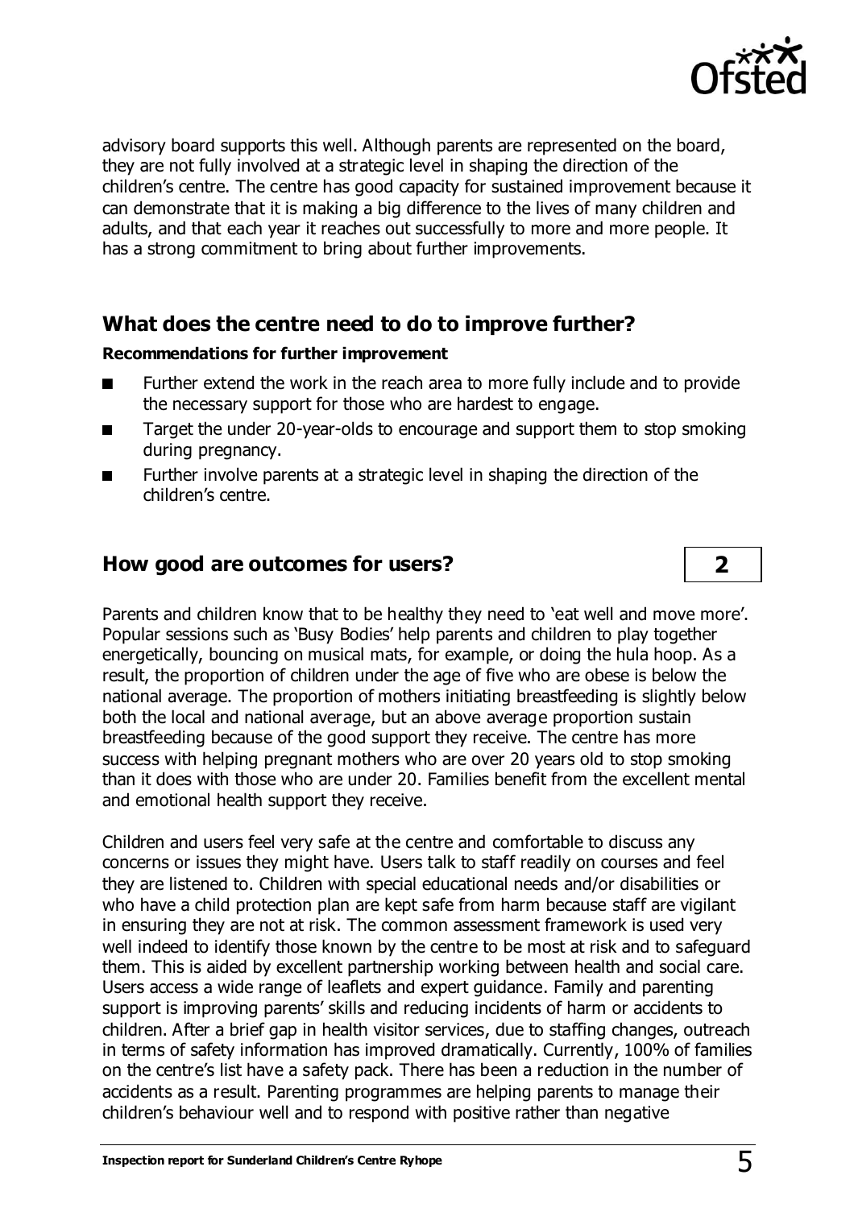advisory board supports this well. Although parents are represented on the board, they are not fully involved at a strategic level in shaping the direction of the children's centre. The centre has good capacity for sustained improvement because it can demonstrate that it is making a big difference to the lives of many children and adults, and that each year it reaches out successfully to more and more people. It has a strong commitment to bring about further improvements.

## What does the centre need to do to improve further?

**Recommendations for further improvement**

- Further extend the work in the reach area to more fully include and to provide the necessary support for those who are hardest to engage.
- Target the under 20-year-olds to encourage and support them to stop smoking during pregnancy.
- Further involve parents at a strategic level in shaping the direction of the children's centre.

## How good are outcomes for users?

**2**

Parents and children know that to be healthy they need to 'eat well and move more'. Popular sessions such as 'Busy Bodies' help parents and children to play together energetically, bouncing on musical mats, for example, or doing the hula hoop. As a result, the proportion of children under the age of five who are obese is below the national average. The proportion of mothers initiating breastfeeding is slightly below both the local and national average, but an above average proportion sustain breastfeeding because of the good support they receive. The centre has more success with helping pregnant mothers who are over 20 years old to stop smoking than it does with those who are under 20. Families benefit from the excellent mental and emotional health support they receive.

Children and users feel very safe at the centre and comfortable to discuss any concerns or issues they might have. Users talk to staff readily on courses and feel they are listened to. Children with special educational needs and/or disabilities or who have a child protection plan are kept safe from harm because staff are vigilant in ensuring they are not at risk. The common assessment framework is used very well indeed to identify those known by the centre to be most at risk and to safeguard them. This is aided by excellent partnership working between health and social care. Users access a wide range of leaflets and expert guidance. Family and parenting support is improving parents' skills and reducing incidents of harm or accidents to children. After a brief gap in health visitor services, due to staffing changes, outreach in terms of safety information has improved dramatically. Currently, 100% of families on the centre's list have a safety pack. There has been a reduction in the number of accidents as a result. Parenting programmes are helping parents to manage their children's behaviour well and to respond with positive rather than negative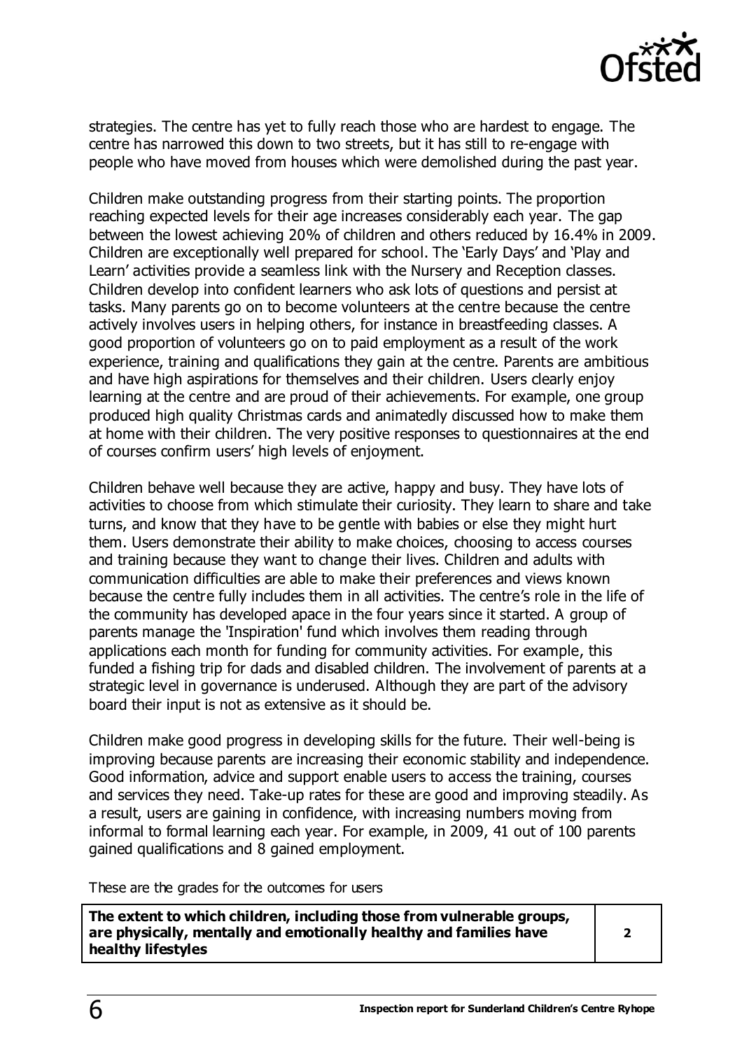strategies. The centre has yet to fully reach those who are hardest to engage. The centre has narrowed this down to two streets, but it has still to re-engage with people who have moved from houses which were demolished during the past year.

Children make outstanding progress from their starting points. The proportion reaching expected levels for their age increases considerably each year. The gap between the lowest achieving 20% of children and others reduced by 16.4% in 2009. Children are exceptionally well prepared for school. The 'Early Days' and 'Play and Learn' activities provide a seamless link with the Nursery and Reception classes. Children develop into confident learners who ask lots of questions and persist at tasks. Many parents go on to become volunteers at the centre because the centre actively involves users in helping others, for instance in breastfeeding classes. A good proportion of volunteers go on to paid employment as a result of the work experience, training and qualifications they gain at the centre. Parents are ambitious and have high aspirations for themselves and their children. Users clearly enjoy learning at the centre and are proud of their achievements. For example, one group produced high quality Christmas cards and animatedly discussed how to make them at home with their children. The very positive responses to questionnaires at the end of courses confirm users' high levels of enjoyment.

Children behave well because they are active, happy and busy. They have lots of activities to choose from which stimulate their curiosity. They learn to share and take turns, and know that they have to be gentle with babies or else they might hurt them. Users demonstrate their ability to make choices, choosing to access courses and training because they want to change their lives. Children and adults with communication difficulties are able to make their preferences and views known because the centre fully includes them in all activities. The centre's role in the life of the community has developed apace in the four years since it started. A group of parents manage the 'Inspiration' fund which involves them reading through applications each month for funding for community activities. For example, this funded a fishing trip for dads and disabled children. The involvement of parents at a strategic level in governance is underused. Although they are part of the advisory board their input is not as extensive as it should be.

Children make good progress in developing skills for the future. Their well-being is improving because parents are increasing their economic stability and independence. Good information, advice and support enable users to access the training, courses and services they need. Take-up rates for these are good and improving steadily. As a result, users are gaining in confidence, with increasing numbers moving from informal to formal learning each year. For example, in 2009, 41 out of 100 parents gained qualifications and 8 gained employment.

These are the grades for the outcomes for users

| | |
|---|---|
| **The extent to which children, including those from vulnerable groups, are physically, mentally and emotionally healthy and families have healthy lifestyles** | **2** |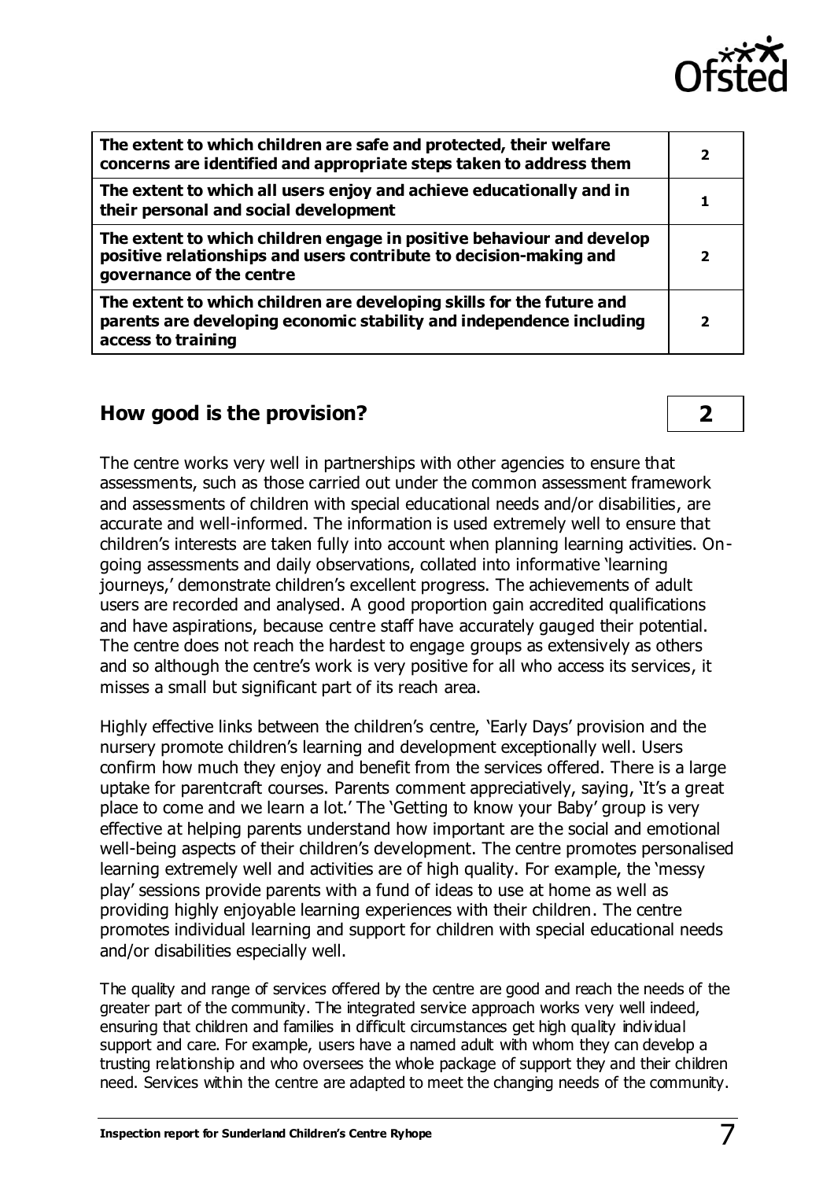| | |
|---|---|
| **The extent to which children are safe and protected, their welfare concerns are identified and appropriate steps taken to address them** | **2** |
| **The extent to which all users enjoy and achieve educationally and in their personal and social development** | **1** |
| **The extent to which children engage in positive behaviour and develop positive relationships and users contribute to decision-making and governance of the centre** | **2** |
| **The extent to which children are developing skills for the future and parents are developing economic stability and independence including access to training** | **2** |

## How good is the provision? **2**

The centre works very well in partnerships with other agencies to ensure that assessments, such as those carried out under the common assessment framework and assessments of children with special educational needs and/or disabilities, are accurate and well-informed. The information is used extremely well to ensure that children's interests are taken fully into account when planning learning activities. On-going assessments and daily observations, collated into informative 'learning journeys,' demonstrate children's excellent progress. The achievements of adult users are recorded and analysed. A good proportion gain accredited qualifications and have aspirations, because centre staff have accurately gauged their potential. The centre does not reach the hardest to engage groups as extensively as others and so although the centre's work is very positive for all who access its services, it misses a small but significant part of its reach area.

Highly effective links between the children's centre, 'Early Days' provision and the nursery promote children's learning and development exceptionally well. Users confirm how much they enjoy and benefit from the services offered. There is a large uptake for parentcraft courses. Parents comment appreciatively, saying, 'It's a great place to come and we learn a lot.' The 'Getting to know your Baby' group is very effective at helping parents understand how important are the social and emotional well-being aspects of their children's development. The centre promotes personalised learning extremely well and activities are of high quality. For example, the 'messy play' sessions provide parents with a fund of ideas to use at home as well as providing highly enjoyable learning experiences with their children. The centre promotes individual learning and support for children with special educational needs and/or disabilities especially well.

The quality and range of services offered by the centre are good and reach the needs of the greater part of the community. The integrated service approach works very well indeed, ensuring that children and families in difficult circumstances get high quality individual support and care. For example, users have a named adult with whom they can develop a trusting relationship and who oversees the whole package of support they and their children need. Services within the centre are adapted to meet the changing needs of the community.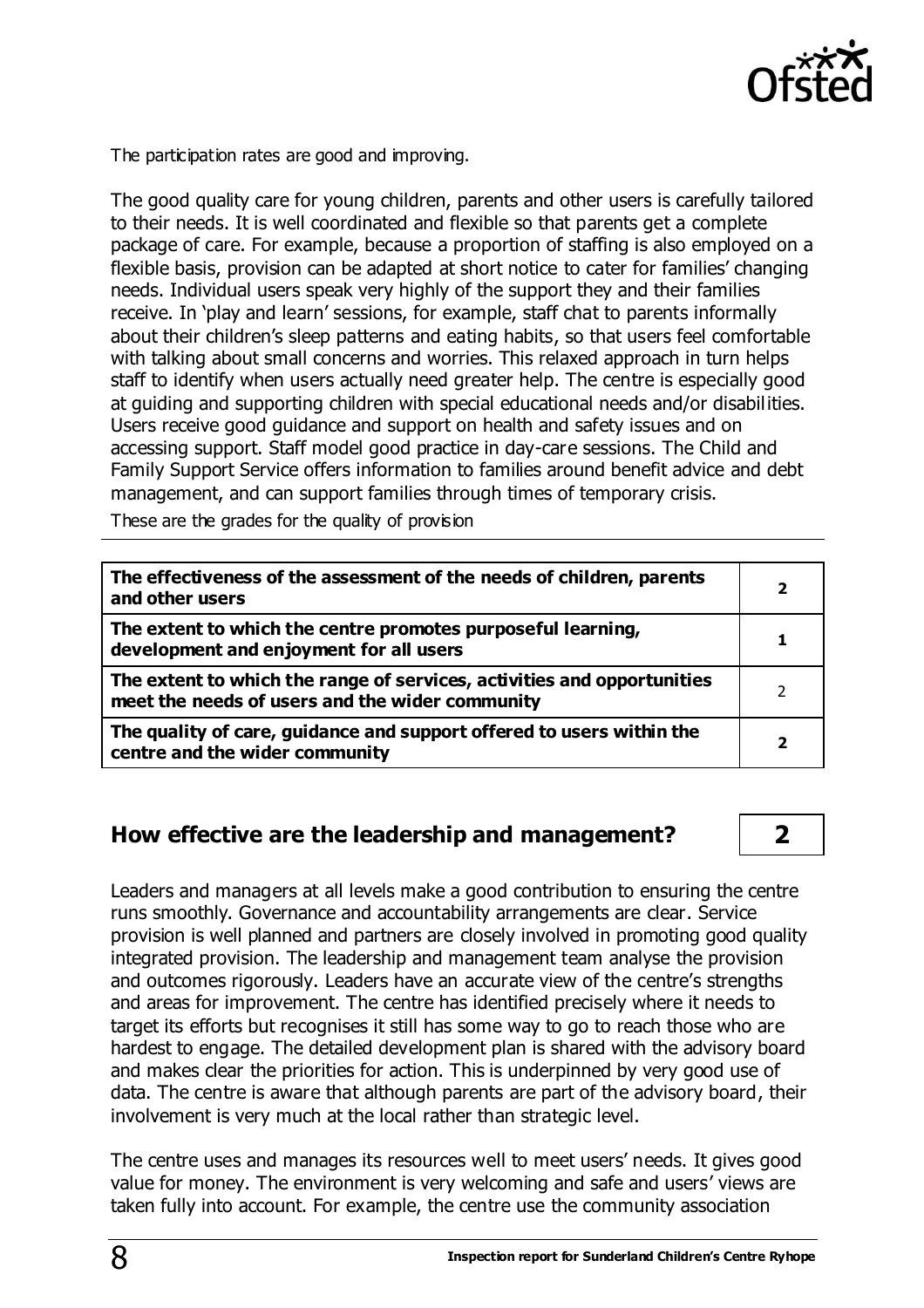The participation rates are good and improving.

The good quality care for young children, parents and other users is carefully tailored to their needs. It is well coordinated and flexible so that parents get a complete package of care. For example, because a proportion of staffing is also employed on a flexible basis, provision can be adapted at short notice to cater for families' changing needs. Individual users speak very highly of the support they and their families receive. In 'play and learn' sessions, for example, staff chat to parents informally about their children's sleep patterns and eating habits, so that users feel comfortable with talking about small concerns and worries. This relaxed approach in turn helps staff to identify when users actually need greater help. The centre is especially good at guiding and supporting children with special educational needs and/or disabilities. Users receive good guidance and support on health and safety issues and on accessing support. Staff model good practice in day-care sessions. The Child and Family Support Service offers information to families around benefit advice and debt management, and can support families through times of temporary crisis.

These are the grades for the quality of provision

| | |
|---|---|
| **The effectiveness of the assessment of the needs of children, parents and other users** | **2** |
| **The extent to which the centre promotes purposeful learning, development and enjoyment for all users** | **1** |
| **The extent to which the range of services, activities and opportunities meet the needs of users and the wider community** | 2 |
| **The quality of care, guidance and support offered to users within the centre and the wider community** | **2** |

## How effective are the leadership and management? **2**

Leaders and managers at all levels make a good contribution to ensuring the centre runs smoothly. Governance and accountability arrangements are clear. Service provision is well planned and partners are closely involved in promoting good quality integrated provision. The leadership and management team analyse the provision and outcomes rigorously. Leaders have an accurate view of the centre's strengths and areas for improvement. The centre has identified precisely where it needs to target its efforts but recognises it still has some way to go to reach those who are hardest to engage. The detailed development plan is shared with the advisory board and makes clear the priorities for action. This is underpinned by very good use of data. The centre is aware that although parents are part of the advisory board, their involvement is very much at the local rather than strategic level.

The centre uses and manages its resources well to meet users' needs. It gives good value for money. The environment is very welcoming and safe and users' views are taken fully into account. For example, the centre use the community association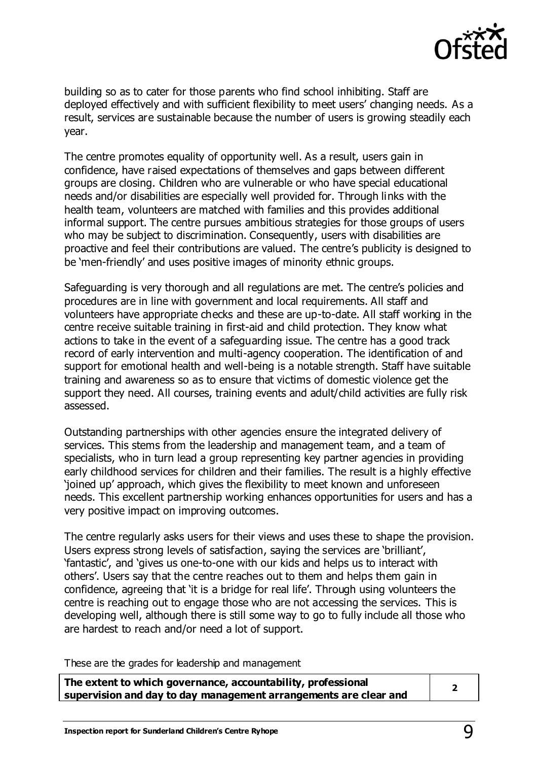building so as to cater for those parents who find school inhibiting. Staff are deployed effectively and with sufficient flexibility to meet users' changing needs. As a result, services are sustainable because the number of users is growing steadily each year.

The centre promotes equality of opportunity well. As a result, users gain in confidence, have raised expectations of themselves and gaps between different groups are closing. Children who are vulnerable or who have special educational needs and/or disabilities are especially well provided for. Through links with the health team, volunteers are matched with families and this provides additional informal support. The centre pursues ambitious strategies for those groups of users who may be subject to discrimination. Consequently, users with disabilities are proactive and feel their contributions are valued. The centre's publicity is designed to be 'men-friendly' and uses positive images of minority ethnic groups.

Safeguarding is very thorough and all regulations are met. The centre's policies and procedures are in line with government and local requirements. All staff and volunteers have appropriate checks and these are up-to-date. All staff working in the centre receive suitable training in first-aid and child protection. They know what actions to take in the event of a safeguarding issue. The centre has a good track record of early intervention and multi-agency cooperation. The identification of and support for emotional health and well-being is a notable strength. Staff have suitable training and awareness so as to ensure that victims of domestic violence get the support they need. All courses, training events and adult/child activities are fully risk assessed.

Outstanding partnerships with other agencies ensure the integrated delivery of services. This stems from the leadership and management team, and a team of specialists, who in turn lead a group representing key partner agencies in providing early childhood services for children and their families. The result is a highly effective 'joined up' approach, which gives the flexibility to meet known and unforeseen needs. This excellent partnership working enhances opportunities for users and has a very positive impact on improving outcomes.

The centre regularly asks users for their views and uses these to shape the provision. Users express strong levels of satisfaction, saying the services are 'brilliant', 'fantastic', and 'gives us one-to-one with our kids and helps us to interact with others'. Users say that the centre reaches out to them and helps them gain in confidence, agreeing that 'it is a bridge for real life'. Through using volunteers the centre is reaching out to engage those who are not accessing the services. This is developing well, although there is still some way to go to fully include all those who are hardest to reach and/or need a lot of support.

These are the grades for leadership and management

| | |
|---|---|
| **The extent to which governance, accountability, professional supervision and day to day management arrangements are clear and** | 2 |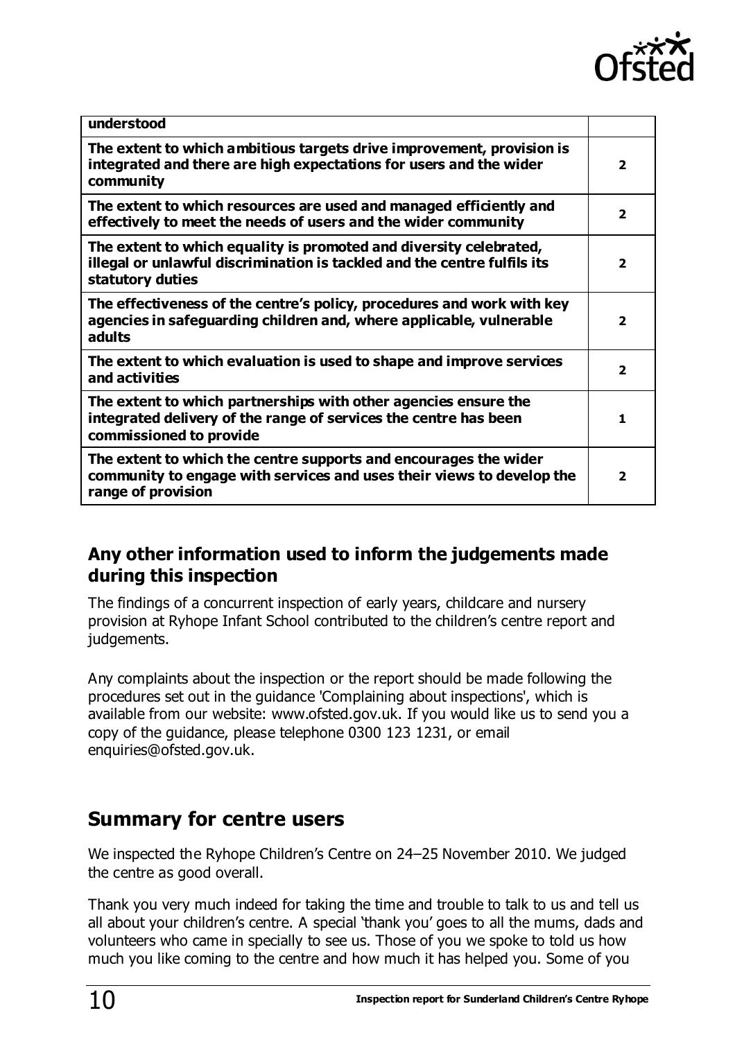| | |
|---|---|
| **understood** | |
| **The extent to which ambitious targets drive improvement, provision is integrated and there are high expectations for users and the wider community** | **2** |
| **The extent to which resources are used and managed efficiently and effectively to meet the needs of users and the wider community** | **2** |
| **The extent to which equality is promoted and diversity celebrated, illegal or unlawful discrimination is tackled and the centre fulfils its statutory duties** | **2** |
| **The effectiveness of the centre's policy, procedures and work with key agencies in safeguarding children and, where applicable, vulnerable adults** | **2** |
| **The extent to which evaluation is used to shape and improve services and activities** | **2** |
| **The extent to which partnerships with other agencies ensure the integrated delivery of the range of services the centre has been commissioned to provide** | **1** |
| **The extent to which the centre supports and encourages the wider community to engage with services and uses their views to develop the range of provision** | **2** |

## Any other information used to inform the judgements made during this inspection

The findings of a concurrent inspection of early years, childcare and nursery provision at Ryhope Infant School contributed to the children's centre report and judgements.

Any complaints about the inspection or the report should be made following the procedures set out in the guidance 'Complaining about inspections', which is available from our website: www.ofsted.gov.uk. If you would like us to send you a copy of the guidance, please telephone 0300 123 1231, or email enquiries@ofsted.gov.uk.

## Summary for centre users

We inspected the Ryhope Children's Centre on 24–25 November 2010. We judged the centre as good overall.

Thank you very much indeed for taking the time and trouble to talk to us and tell us all about your children's centre. A special 'thank you' goes to all the mums, dads and volunteers who came in specially to see us. Those of you we spoke to told us how much you like coming to the centre and how much it has helped you. Some of you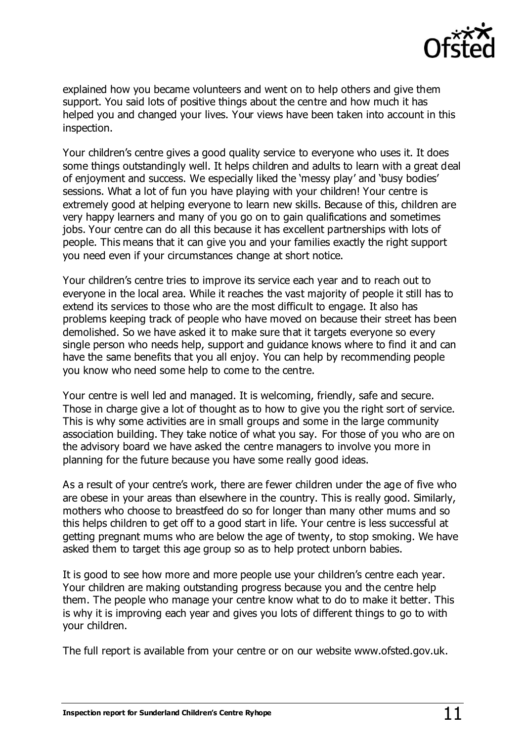explained how you became volunteers and went on to help others and give them support. You said lots of positive things about the centre and how much it has helped you and changed your lives. Your views have been taken into account in this inspection.

Your children's centre gives a good quality service to everyone who uses it. It does some things outstandingly well. It helps children and adults to learn with a great deal of enjoyment and success. We especially liked the 'messy play' and 'busy bodies' sessions. What a lot of fun you have playing with your children! Your centre is extremely good at helping everyone to learn new skills. Because of this, children are very happy learners and many of you go on to gain qualifications and sometimes jobs. Your centre can do all this because it has excellent partnerships with lots of people. This means that it can give you and your families exactly the right support you need even if your circumstances change at short notice.

Your children's centre tries to improve its service each year and to reach out to everyone in the local area. While it reaches the vast majority of people it still has to extend its services to those who are the most difficult to engage. It also has problems keeping track of people who have moved on because their street has been demolished. So we have asked it to make sure that it targets everyone so every single person who needs help, support and guidance knows where to find it and can have the same benefits that you all enjoy. You can help by recommending people you know who need some help to come to the centre.

Your centre is well led and managed. It is welcoming, friendly, safe and secure. Those in charge give a lot of thought as to how to give you the right sort of service. This is why some activities are in small groups and some in the large community association building. They take notice of what you say. For those of you who are on the advisory board we have asked the centre managers to involve you more in planning for the future because you have some really good ideas.

As a result of your centre's work, there are fewer children under the age of five who are obese in your areas than elsewhere in the country. This is really good. Similarly, mothers who choose to breastfeed do so for longer than many other mums and so this helps children to get off to a good start in life. Your centre is less successful at getting pregnant mums who are below the age of twenty, to stop smoking. We have asked them to target this age group so as to help protect unborn babies.

It is good to see how more and more people use your children's centre each year. Your children are making outstanding progress because you and the centre help them. The people who manage your centre know what to do to make it better. This is why it is improving each year and gives you lots of different things to go to with your children.

The full report is available from your centre or on our website www.ofsted.gov.uk.